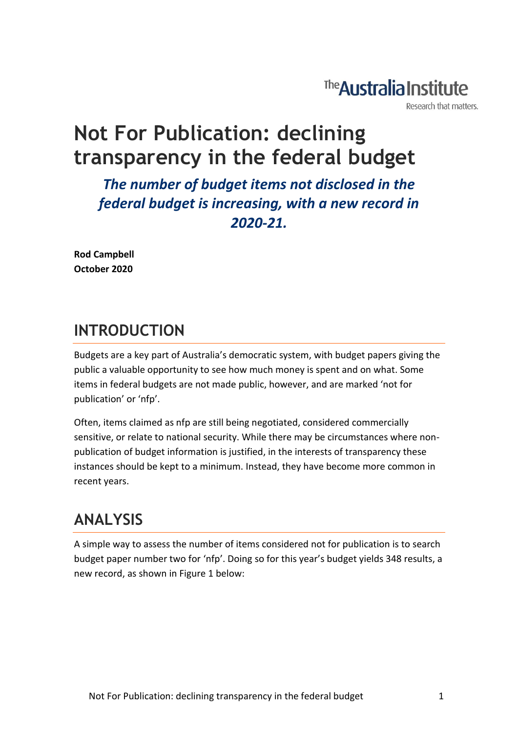The Australia Institute

Research that matters.

# Not For Publication: declining transparency in the federal budget

***The number of budget items not disclosed in the federal budget is increasing, with a new record in 2020-21.***

**Rod Campbell**
**October 2020**

## INTRODUCTION

Budgets are a key part of Australia's democratic system, with budget papers giving the public a valuable opportunity to see how much money is spent and on what. Some items in federal budgets are not made public, however, and are marked 'not for publication' or 'nfp'.

Often, items claimed as nfp are still being negotiated, considered commercially sensitive, or relate to national security. While there may be circumstances where non-publication of budget information is justified, in the interests of transparency these instances should be kept to a minimum. Instead, they have become more common in recent years.

## ANALYSIS

A simple way to assess the number of items considered not for publication is to search budget paper number two for 'nfp'. Doing so for this year's budget yields 348 results, a new record, as shown in Figure 1 below: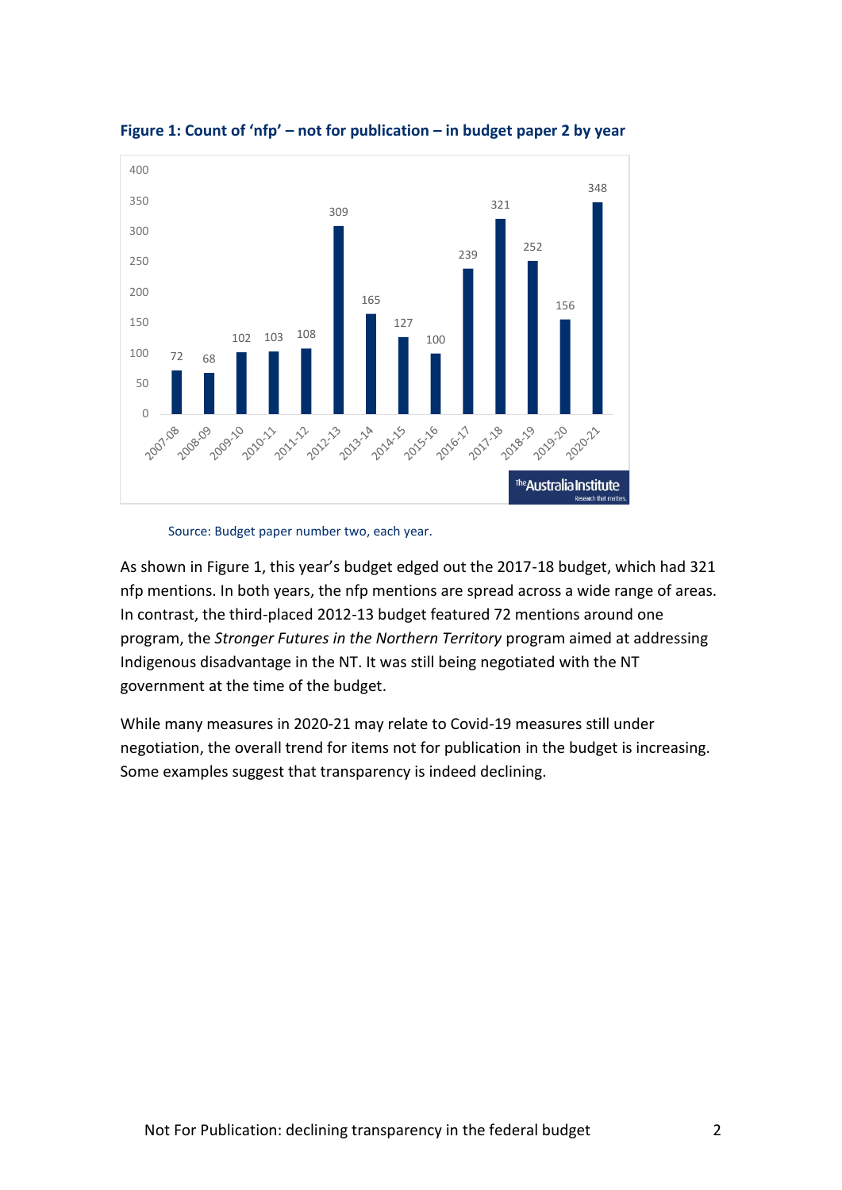**Figure 1: Count of 'nfp' – not for publication – in budget paper 2 by year**

| Year | Count |
|---|---|
| 2007-08 | 72 |
| 2008-09 | 68 |
| 2009-10 | 102 |
| 2010-11 | 103 |
| 2011-12 | 108 |
| 2012-13 | 309 |
| 2013-14 | 165 |
| 2014-15 | 127 |
| 2015-16 | 100 |
| 2016-17 | 239 |
| 2017-18 | 321 |
| 2018-19 | 252 |
| 2019-20 | 156 |
| 2020-21 | 348 |

Source: Budget paper number two, each year.

As shown in Figure 1, this year's budget edged out the 2017-18 budget, which had 321 nfp mentions. In both years, the nfp mentions are spread across a wide range of areas. In contrast, the third-placed 2012-13 budget featured 72 mentions around one program, the *Stronger Futures in the Northern Territory* program aimed at addressing Indigenous disadvantage in the NT. It was still being negotiated with the NT government at the time of the budget.

While many measures in 2020-21 may relate to Covid-19 measures still under negotiation, the overall trend for items not for publication in the budget is increasing. Some examples suggest that transparency is indeed declining.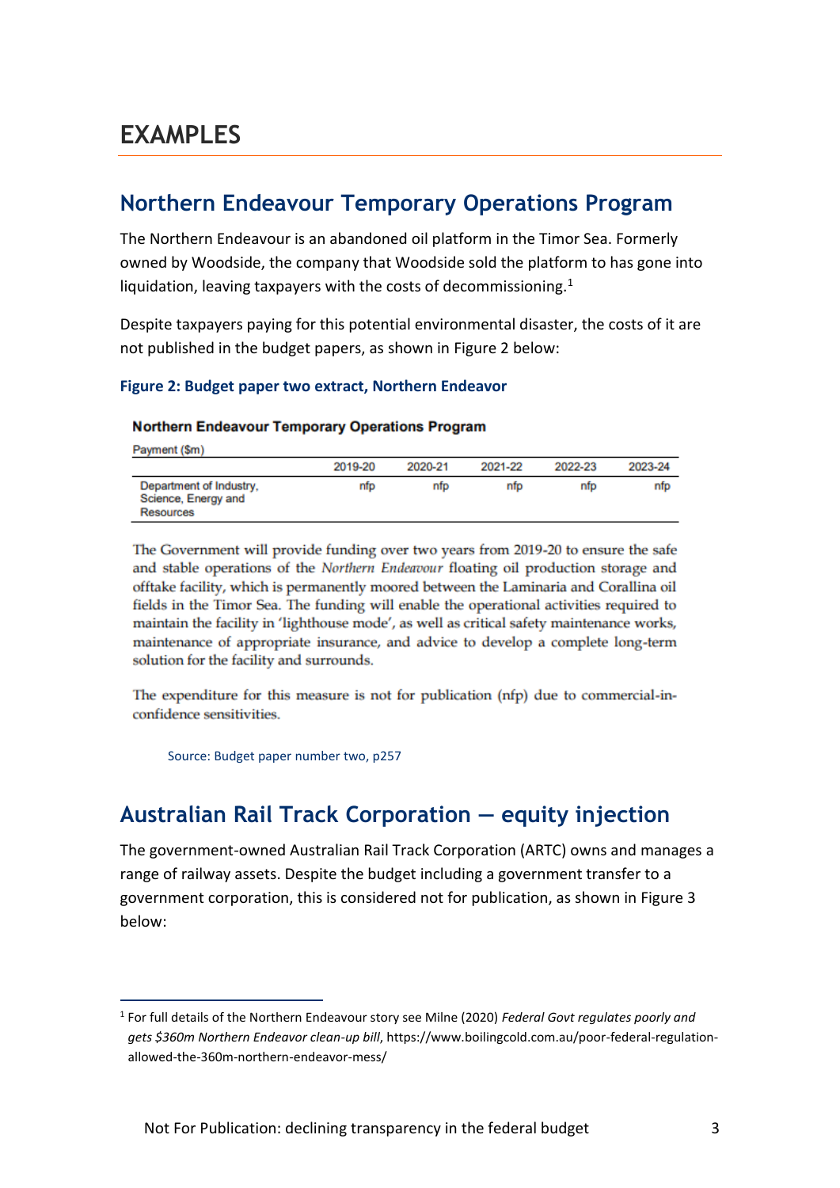# EXAMPLES

## Northern Endeavour Temporary Operations Program

The Northern Endeavour is an abandoned oil platform in the Timor Sea. Formerly owned by Woodside, the company that Woodside sold the platform to has gone into liquidation, leaving taxpayers with the costs of decommissioning.[1]

Despite taxpayers paying for this potential environmental disaster, the costs of it are not published in the budget papers, as shown in Figure 2 below:

### Figure 2: Budget paper two extract, Northern Endeavor

**Northern Endeavour Temporary Operations Program**

Payment ($m)

| | 2019-20 | 2020-21 | 2021-22 | 2022-23 | 2023-24 |
|---|---|---|---|---|---|
| Department of Industry, Science, Energy and Resources | nfp | nfp | nfp | nfp | nfp |

The Government will provide funding over two years from 2019-20 to ensure the safe and stable operations of the *Northern Endeavour* floating oil production storage and offtake facility, which is permanently moored between the Laminaria and Corallina oil fields in the Timor Sea. The funding will enable the operational activities required to maintain the facility in 'lighthouse mode', as well as critical safety maintenance works, maintenance of appropriate insurance, and advice to develop a complete long-term solution for the facility and surrounds.

The expenditure for this measure is not for publication (nfp) due to commercial-in-confidence sensitivities.

Source: Budget paper number two, p257

## Australian Rail Track Corporation — equity injection

The government-owned Australian Rail Track Corporation (ARTC) owns and manages a range of railway assets. Despite the budget including a government transfer to a government corporation, this is considered not for publication, as shown in Figure 3 below:

[1] For full details of the Northern Endeavour story see Milne (2020) *Federal Govt regulates poorly and gets $360m Northern Endeavor clean-up bill*, https://www.boilingcold.com.au/poor-federal-regulation-allowed-the-360m-northern-endeavor-mess/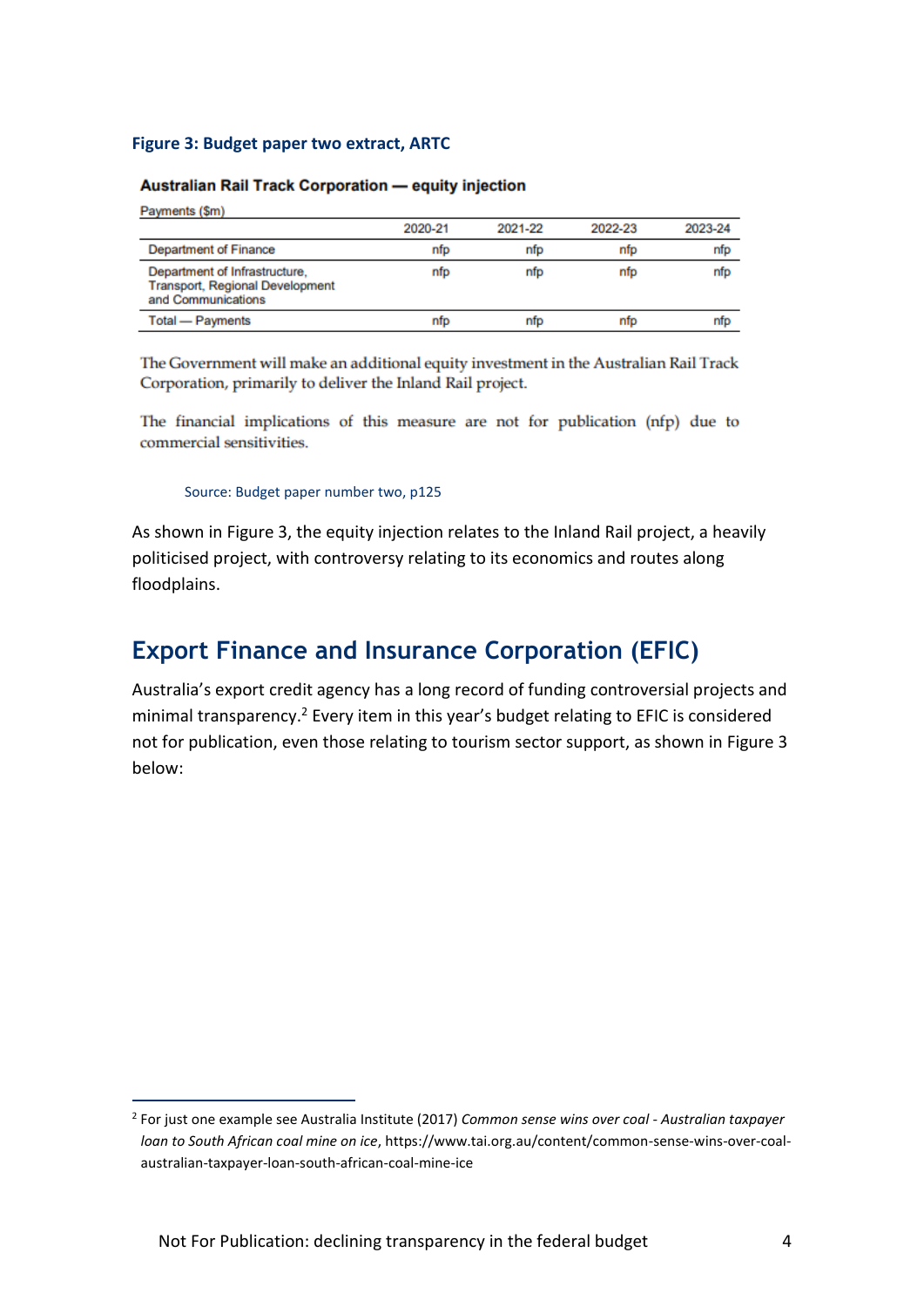**Figure 3: Budget paper two extract, ARTC**

**Australian Rail Track Corporation — equity injection**

Payments ($m)

| | 2020-21 | 2021-22 | 2022-23 | 2023-24 |
|---|---|---|---|---|
| Department of Finance | nfp | nfp | nfp | nfp |
| Department of Infrastructure, Transport, Regional Development and Communications | nfp | nfp | nfp | nfp |
| Total — Payments | nfp | nfp | nfp | nfp |

The Government will make an additional equity investment in the Australian Rail Track Corporation, primarily to deliver the Inland Rail project.

The financial implications of this measure are not for publication (nfp) due to commercial sensitivities.

Source: Budget paper number two, p125

As shown in Figure 3, the equity injection relates to the Inland Rail project, a heavily politicised project, with controversy relating to its economics and routes along floodplains.

## Export Finance and Insurance Corporation (EFIC)

Australia's export credit agency has a long record of funding controversial projects and minimal transparency.[2] Every item in this year's budget relating to EFIC is considered not for publication, even those relating to tourism sector support, as shown in Figure 3 below:

[2] For just one example see Australia Institute (2017) *Common sense wins over coal - Australian taxpayer loan to South African coal mine on ice*, https://www.tai.org.au/content/common-sense-wins-over-coal-australian-taxpayer-loan-south-african-coal-mine-ice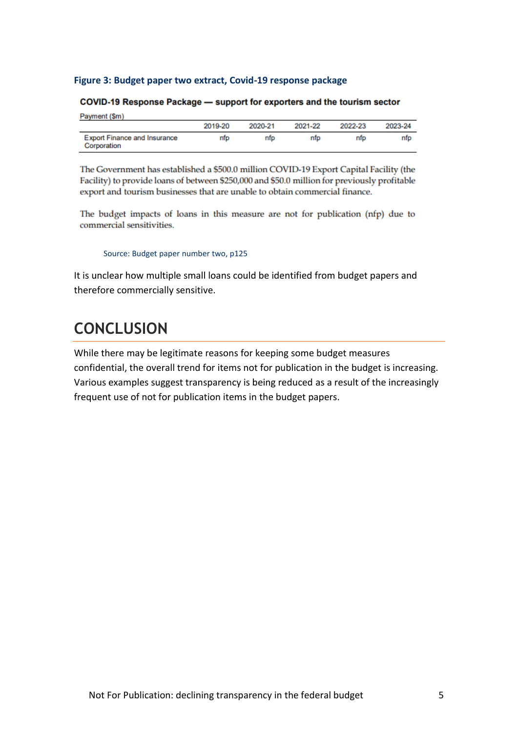**Figure 3: Budget paper two extract, Covid-19 response package**

**COVID-19 Response Package — support for exporters and the tourism sector**

| Payment ($m) | 2019-20 | 2020-21 | 2021-22 | 2022-23 | 2023-24 |
|---|---|---|---|---|---|
| Export Finance and Insurance Corporation | nfp | nfp | nfp | nfp | nfp |

The Government has established a $500.0 million COVID-19 Export Capital Facility (the Facility) to provide loans of between $250,000 and $50.0 million for previously profitable export and tourism businesses that are unable to obtain commercial finance.

The budget impacts of loans in this measure are not for publication (nfp) due to commercial sensitivities.

Source: Budget paper number two, p125

It is unclear how multiple small loans could be identified from budget papers and therefore commercially sensitive.

## CONCLUSION

While there may be legitimate reasons for keeping some budget measures confidential, the overall trend for items not for publication in the budget is increasing. Various examples suggest transparency is being reduced as a result of the increasingly frequent use of not for publication items in the budget papers.